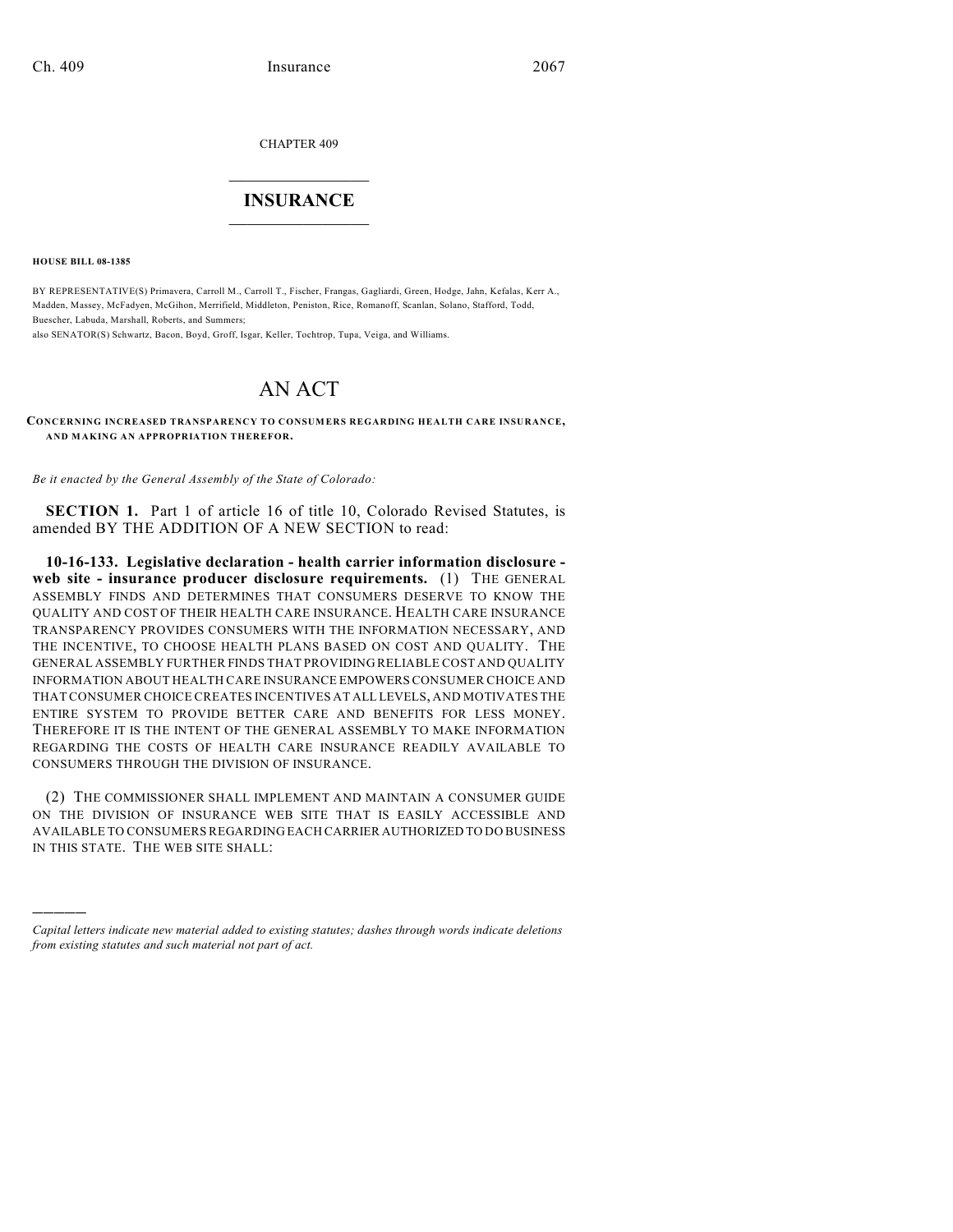CHAPTER 409

# INSURANCE

**HOUSE BILL 08-1385**

BY REPRESENTATIVE(S) Primavera, Carroll M., Carroll T., Fischer, Frangas, Gagliardi, Green, Hodge, Jahn, Kefalas, Kerr A., Madden, Massey, McFadyen, McGihon, Merrifield, Middleton, Peniston, Rice, Romanoff, Scanlan, Solano, Stafford, Todd, Buescher, Labuda, Marshall, Roberts, and Summers;
also SENATOR(S) Schwartz, Bacon, Boyd, Groff, Isgar, Keller, Tochtrop, Tupa, Veiga, and Williams.

# AN ACT

**CONCERNING INCREASED TRANSPARENCY TO CONSUMERS REGARDING HEALTH CARE INSURANCE, AND MAKING AN APPROPRIATION THEREFOR.**

*Be it enacted by the General Assembly of the State of Colorado:*

**SECTION 1.** Part 1 of article 16 of title 10, Colorado Revised Statutes, is amended BY THE ADDITION OF A NEW SECTION to read:

**10-16-133. Legislative declaration - health carrier information disclosure - web site - insurance producer disclosure requirements.** (1) THE GENERAL ASSEMBLY FINDS AND DETERMINES THAT CONSUMERS DESERVE TO KNOW THE QUALITY AND COST OF THEIR HEALTH CARE INSURANCE. HEALTH CARE INSURANCE TRANSPARENCY PROVIDES CONSUMERS WITH THE INFORMATION NECESSARY, AND THE INCENTIVE, TO CHOOSE HEALTH PLANS BASED ON COST AND QUALITY. THE GENERAL ASSEMBLY FURTHER FINDS THAT PROVIDING RELIABLE COST AND QUALITY INFORMATION ABOUT HEALTH CARE INSURANCE EMPOWERS CONSUMER CHOICE AND THAT CONSUMER CHOICE CREATES INCENTIVES AT ALL LEVELS, AND MOTIVATES THE ENTIRE SYSTEM TO PROVIDE BETTER CARE AND BENEFITS FOR LESS MONEY. THEREFORE IT IS THE INTENT OF THE GENERAL ASSEMBLY TO MAKE INFORMATION REGARDING THE COSTS OF HEALTH CARE INSURANCE READILY AVAILABLE TO CONSUMERS THROUGH THE DIVISION OF INSURANCE.

(2) THE COMMISSIONER SHALL IMPLEMENT AND MAINTAIN A CONSUMER GUIDE ON THE DIVISION OF INSURANCE WEB SITE THAT IS EASILY ACCESSIBLE AND AVAILABLE TO CONSUMERS REGARDING EACH CARRIER AUTHORIZED TO DO BUSINESS IN THIS STATE. THE WEB SITE SHALL:

———

*Capital letters indicate new material added to existing statutes; dashes through words indicate deletions from existing statutes and such material not part of act.*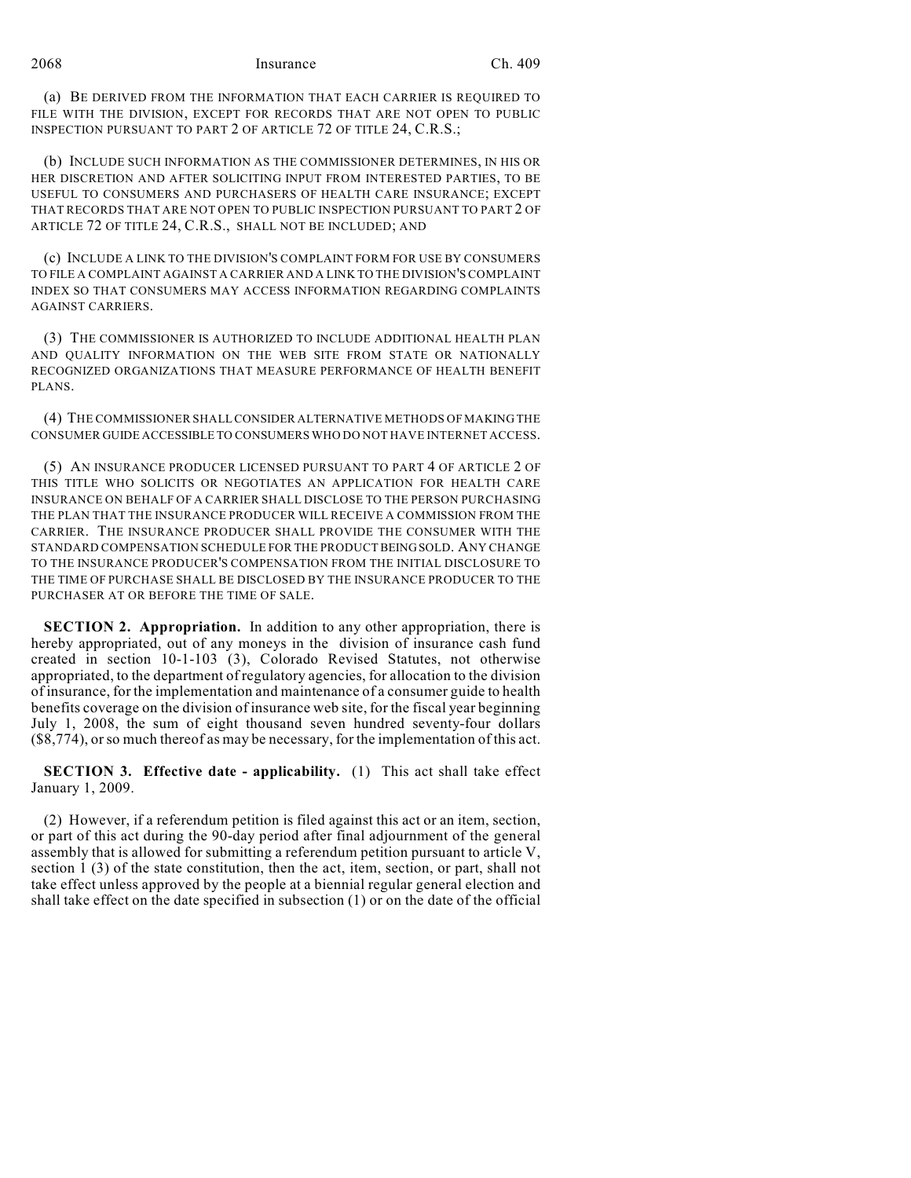(a) BE DERIVED FROM THE INFORMATION THAT EACH CARRIER IS REQUIRED TO FILE WITH THE DIVISION, EXCEPT FOR RECORDS THAT ARE NOT OPEN TO PUBLIC INSPECTION PURSUANT TO PART 2 OF ARTICLE 72 OF TITLE 24, C.R.S.;

(b) INCLUDE SUCH INFORMATION AS THE COMMISSIONER DETERMINES, IN HIS OR HER DISCRETION AND AFTER SOLICITING INPUT FROM INTERESTED PARTIES, TO BE USEFUL TO CONSUMERS AND PURCHASERS OF HEALTH CARE INSURANCE; EXCEPT THAT RECORDS THAT ARE NOT OPEN TO PUBLIC INSPECTION PURSUANT TO PART 2 OF ARTICLE 72 OF TITLE 24, C.R.S., SHALL NOT BE INCLUDED; AND

(c) INCLUDE A LINK TO THE DIVISION'S COMPLAINT FORM FOR USE BY CONSUMERS TO FILE A COMPLAINT AGAINST A CARRIER AND A LINK TO THE DIVISION'S COMPLAINT INDEX SO THAT CONSUMERS MAY ACCESS INFORMATION REGARDING COMPLAINTS AGAINST CARRIERS.

(3) THE COMMISSIONER IS AUTHORIZED TO INCLUDE ADDITIONAL HEALTH PLAN AND QUALITY INFORMATION ON THE WEB SITE FROM STATE OR NATIONALLY RECOGNIZED ORGANIZATIONS THAT MEASURE PERFORMANCE OF HEALTH BENEFIT PLANS.

(4) THE COMMISSIONER SHALL CONSIDER ALTERNATIVE METHODS OF MAKING THE CONSUMER GUIDE ACCESSIBLE TO CONSUMERS WHO DO NOT HAVE INTERNET ACCESS.

(5) AN INSURANCE PRODUCER LICENSED PURSUANT TO PART 4 OF ARTICLE 2 OF THIS TITLE WHO SOLICITS OR NEGOTIATES AN APPLICATION FOR HEALTH CARE INSURANCE ON BEHALF OF A CARRIER SHALL DISCLOSE TO THE PERSON PURCHASING THE PLAN THAT THE INSURANCE PRODUCER WILL RECEIVE A COMMISSION FROM THE CARRIER. THE INSURANCE PRODUCER SHALL PROVIDE THE CONSUMER WITH THE STANDARD COMPENSATION SCHEDULE FOR THE PRODUCT BEING SOLD. ANY CHANGE TO THE INSURANCE PRODUCER'S COMPENSATION FROM THE INITIAL DISCLOSURE TO THE TIME OF PURCHASE SHALL BE DISCLOSED BY THE INSURANCE PRODUCER TO THE PURCHASER AT OR BEFORE THE TIME OF SALE.

**SECTION 2. Appropriation.** In addition to any other appropriation, there is hereby appropriated, out of any moneys in the division of insurance cash fund created in section 10-1-103 (3), Colorado Revised Statutes, not otherwise appropriated, to the department of regulatory agencies, for allocation to the division of insurance, for the implementation and maintenance of a consumer guide to health benefits coverage on the division of insurance web site, for the fiscal year beginning July 1, 2008, the sum of eight thousand seven hundred seventy-four dollars ($8,774), or so much thereof as may be necessary, for the implementation of this act.

**SECTION 3. Effective date - applicability.** (1) This act shall take effect January 1, 2009.

(2) However, if a referendum petition is filed against this act or an item, section, or part of this act during the 90-day period after final adjournment of the general assembly that is allowed for submitting a referendum petition pursuant to article V, section 1 (3) of the state constitution, then the act, item, section, or part, shall not take effect unless approved by the people at a biennial regular general election and shall take effect on the date specified in subsection (1) or on the date of the official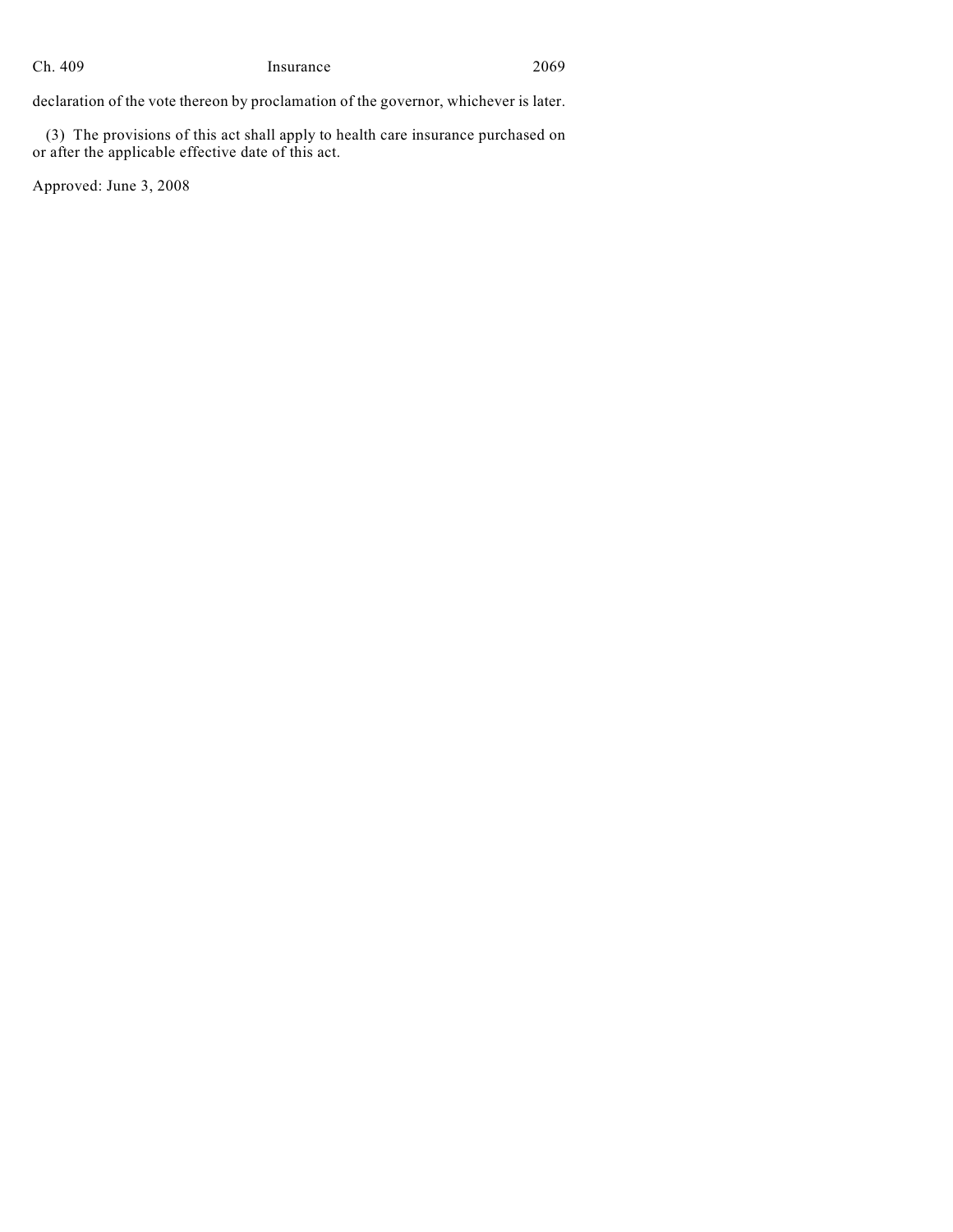declaration of the vote thereon by proclamation of the governor, whichever is later.

(3) The provisions of this act shall apply to health care insurance purchased on or after the applicable effective date of this act.

Approved: June 3, 2008